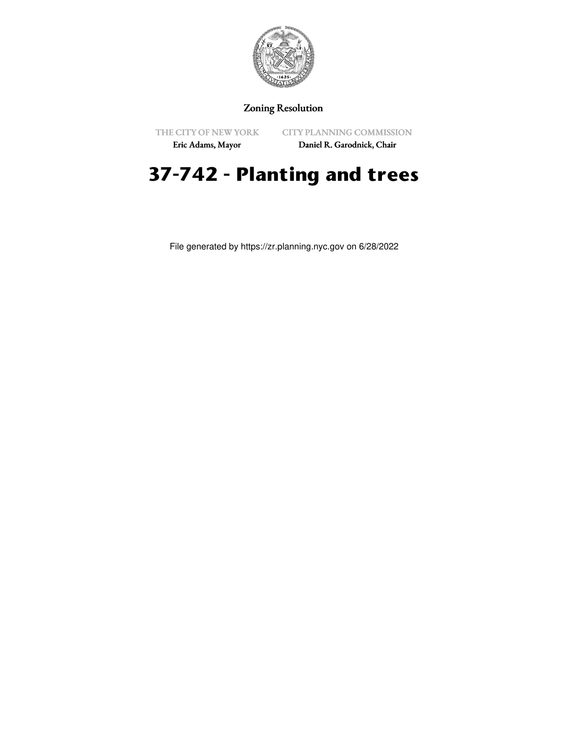Zoning Resolution

THE CITY OF NEW YORK
Eric Adams, Mayor

CITY PLANNING COMMISSION
Daniel R. Garodnick, Chair

# 37-742 - Planting and trees

File generated by https://zr.planning.nyc.gov on 6/28/2022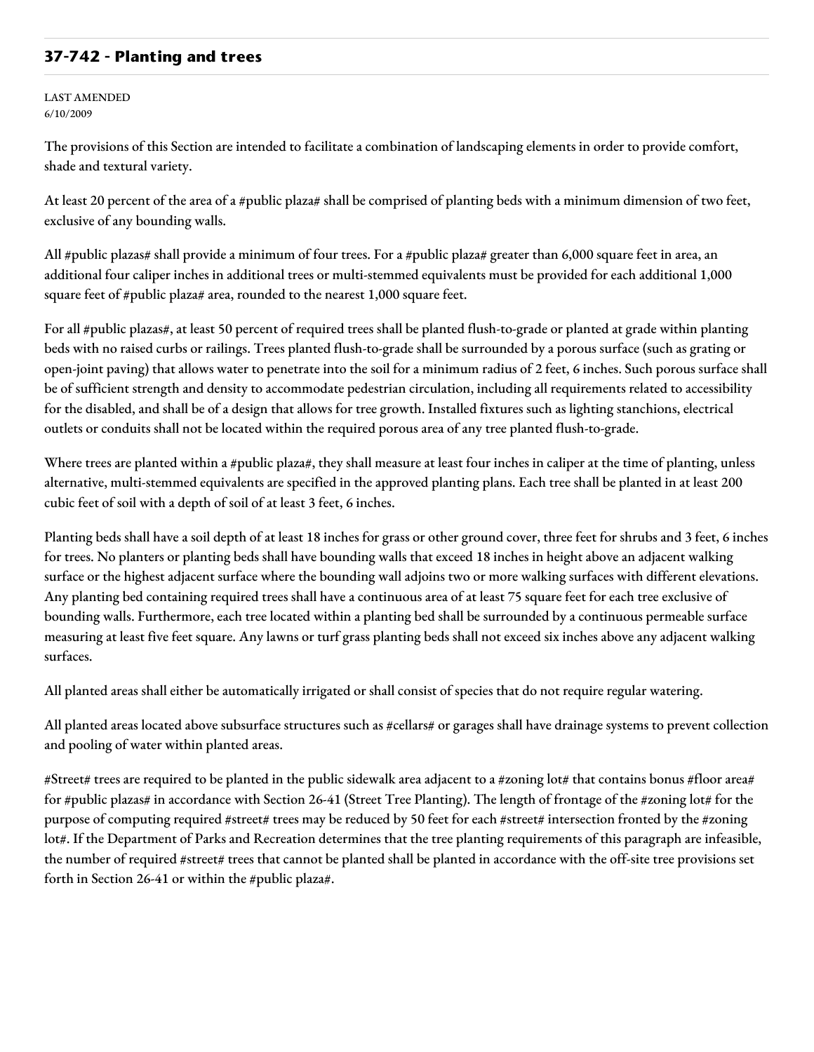## 37-742 - Planting and trees

LAST AMENDED
6/10/2009

The provisions of this Section are intended to facilitate a combination of landscaping elements in order to provide comfort, shade and textural variety.

At least 20 percent of the area of a #public plaza# shall be comprised of planting beds with a minimum dimension of two feet, exclusive of any bounding walls.

All #public plazas# shall provide a minimum of four trees. For a #public plaza# greater than 6,000 square feet in area, an additional four caliper inches in additional trees or multi-stemmed equivalents must be provided for each additional 1,000 square feet of #public plaza# area, rounded to the nearest 1,000 square feet.

For all #public plazas#, at least 50 percent of required trees shall be planted flush-to-grade or planted at grade within planting beds with no raised curbs or railings. Trees planted flush-to-grade shall be surrounded by a porous surface (such as grating or open-joint paving) that allows water to penetrate into the soil for a minimum radius of 2 feet, 6 inches. Such porous surface shall be of sufficient strength and density to accommodate pedestrian circulation, including all requirements related to accessibility for the disabled, and shall be of a design that allows for tree growth. Installed fixtures such as lighting stanchions, electrical outlets or conduits shall not be located within the required porous area of any tree planted flush-to-grade.

Where trees are planted within a #public plaza#, they shall measure at least four inches in caliper at the time of planting, unless alternative, multi-stemmed equivalents are specified in the approved planting plans. Each tree shall be planted in at least 200 cubic feet of soil with a depth of soil of at least 3 feet, 6 inches.

Planting beds shall have a soil depth of at least 18 inches for grass or other ground cover, three feet for shrubs and 3 feet, 6 inches for trees. No planters or planting beds shall have bounding walls that exceed 18 inches in height above an adjacent walking surface or the highest adjacent surface where the bounding wall adjoins two or more walking surfaces with different elevations. Any planting bed containing required trees shall have a continuous area of at least 75 square feet for each tree exclusive of bounding walls. Furthermore, each tree located within a planting bed shall be surrounded by a continuous permeable surface measuring at least five feet square. Any lawns or turf grass planting beds shall not exceed six inches above any adjacent walking surfaces.

All planted areas shall either be automatically irrigated or shall consist of species that do not require regular watering.

All planted areas located above subsurface structures such as #cellars# or garages shall have drainage systems to prevent collection and pooling of water within planted areas.

#Street# trees are required to be planted in the public sidewalk area adjacent to a #zoning lot# that contains bonus #floor area# for #public plazas# in accordance with Section 26-41 (Street Tree Planting). The length of frontage of the #zoning lot# for the purpose of computing required #street# trees may be reduced by 50 feet for each #street# intersection fronted by the #zoning lot#. If the Department of Parks and Recreation determines that the tree planting requirements of this paragraph are infeasible, the number of required #street# trees that cannot be planted shall be planted in accordance with the off-site tree provisions set forth in Section 26-41 or within the #public plaza#.